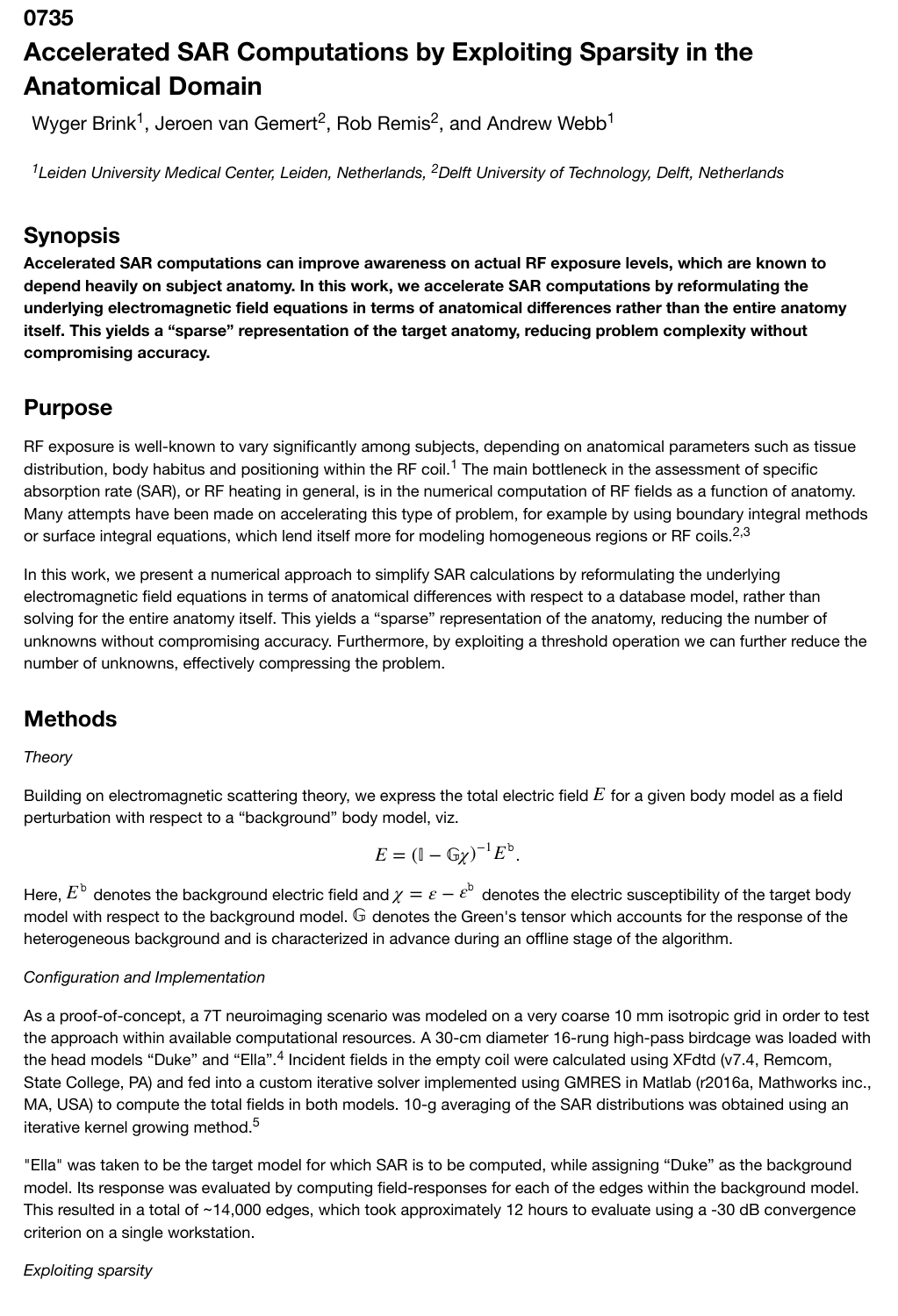0735

# Accelerated SAR Computations by Exploiting Sparsity in the Anatomical Domain

Wyger Brink[1], Jeroen van Gemert[2], Rob Remis[2], and Andrew Webb[1]

[1]Leiden University Medical Center, Leiden, Netherlands, [2]Delft University of Technology, Delft, Netherlands

## Synopsis

**Accelerated SAR computations can improve awareness on actual RF exposure levels, which are known to depend heavily on subject anatomy. In this work, we accelerate SAR computations by reformulating the underlying electromagnetic field equations in terms of anatomical differences rather than the entire anatomy itself. This yields a "sparse" representation of the target anatomy, reducing problem complexity without compromising accuracy.**

## Purpose

RF exposure is well-known to vary significantly among subjects, depending on anatomical parameters such as tissue distribution, body habitus and positioning within the RF coil.[1] The main bottleneck in the assessment of specific absorption rate (SAR), or RF heating in general, is in the numerical computation of RF fields as a function of anatomy. Many attempts have been made on accelerating this type of problem, for example by using boundary integral methods or surface integral equations, which lend itself more for modeling homogeneous regions or RF coils.[2,3]

In this work, we present a numerical approach to simplify SAR calculations by reformulating the underlying electromagnetic field equations in terms of anatomical differences with respect to a database model, rather than solving for the entire anatomy itself. This yields a "sparse" representation of the anatomy, reducing the number of unknowns without compromising accuracy. Furthermore, by exploiting a threshold operation we can further reduce the number of unknowns, effectively compressing the problem.

## Methods

*Theory*

Building on electromagnetic scattering theory, we express the total electric field $E$ for a given body model as a field perturbation with respect to a "background" body model, viz.

$$E = (\mathbb{I} - \mathbb{G}\chi)^{-1} E^{\mathrm{b}}.$$

Here, $E^{\mathrm{b}}$ denotes the background electric field and $\chi = \varepsilon - \varepsilon^{\mathrm{b}}$ denotes the electric susceptibility of the target body model with respect to the background model. $\mathbb{G}$ denotes the Green's tensor which accounts for the response of the heterogeneous background and is characterized in advance during an offline stage of the algorithm.

*Configuration and Implementation*

As a proof-of-concept, a 7T neuroimaging scenario was modeled on a very coarse 10 mm isotropic grid in order to test the approach within available computational resources. A 30-cm diameter 16-rung high-pass birdcage was loaded with the head models "Duke" and "Ella".[4] Incident fields in the empty coil were calculated using XFdtd (v7.4, Remcom, State College, PA) and fed into a custom iterative solver implemented using GMRES in Matlab (r2016a, Mathworks inc., MA, USA) to compute the total fields in both models. 10-g averaging of the SAR distributions was obtained using an iterative kernel growing method.[5]

"Ella" was taken to be the target model for which SAR is to be computed, while assigning "Duke" as the background model. Its response was evaluated by computing field-responses for each of the edges within the background model. This resulted in a total of ~14,000 edges, which took approximately 12 hours to evaluate using a -30 dB convergence criterion on a single workstation.

*Exploiting sparsity*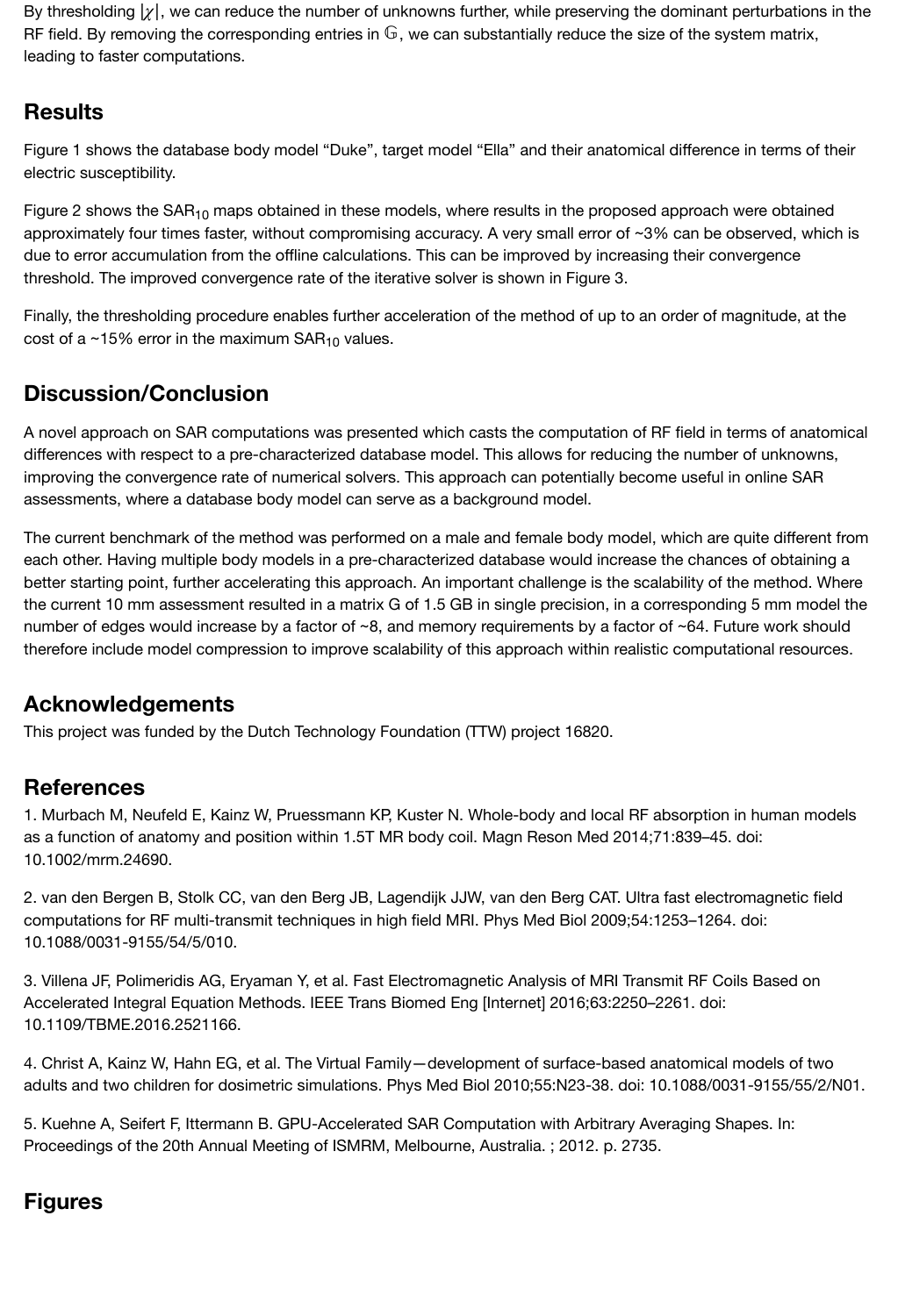By thresholding $|\chi|$, we can reduce the number of unknowns further, while preserving the dominant perturbations in the RF field. By removing the corresponding entries in $\mathbb{G}$, we can substantially reduce the size of the system matrix, leading to faster computations.

## Results

Figure 1 shows the database body model "Duke", target model "Ella" and their anatomical difference in terms of their electric susceptibility.

Figure 2 shows the $SAR_{10}$ maps obtained in these models, where results in the proposed approach were obtained approximately four times faster, without compromising accuracy. A very small error of ~3% can be observed, which is due to error accumulation from the offline calculations. This can be improved by increasing their convergence threshold. The improved convergence rate of the iterative solver is shown in Figure 3.

Finally, the thresholding procedure enables further acceleration of the method of up to an order of magnitude, at the cost of a ~15% error in the maximum $SAR_{10}$ values.

## Discussion/Conclusion

A novel approach on SAR computations was presented which casts the computation of RF field in terms of anatomical differences with respect to a pre-characterized database model. This allows for reducing the number of unknowns, improving the convergence rate of numerical solvers. This approach can potentially become useful in online SAR assessments, where a database body model can serve as a background model.

The current benchmark of the method was performed on a male and female body model, which are quite different from each other. Having multiple body models in a pre-characterized database would increase the chances of obtaining a better starting point, further accelerating this approach. An important challenge is the scalability of the method. Where the current 10 mm assessment resulted in a matrix G of 1.5 GB in single precision, in a corresponding 5 mm model the number of edges would increase by a factor of ~8, and memory requirements by a factor of ~64. Future work should therefore include model compression to improve scalability of this approach within realistic computational resources.

## Acknowledgements

This project was funded by the Dutch Technology Foundation (TTW) project 16820.

## References

1. Murbach M, Neufeld E, Kainz W, Pruessmann KP, Kuster N. Whole-body and local RF absorption in human models as a function of anatomy and position within 1.5T MR body coil. Magn Reson Med 2014;71:839–45. doi: 10.1002/mrm.24690.

2. van den Bergen B, Stolk CC, van den Berg JB, Lagendijk JJW, van den Berg CAT. Ultra fast electromagnetic field computations for RF multi-transmit techniques in high field MRI. Phys Med Biol 2009;54:1253–1264. doi: 10.1088/0031-9155/54/5/010.

3. Villena JF, Polimeridis AG, Eryaman Y, et al. Fast Electromagnetic Analysis of MRI Transmit RF Coils Based on Accelerated Integral Equation Methods. IEEE Trans Biomed Eng [Internet] 2016;63:2250–2261. doi: 10.1109/TBME.2016.2521166.

4. Christ A, Kainz W, Hahn EG, et al. The Virtual Family—development of surface-based anatomical models of two adults and two children for dosimetric simulations. Phys Med Biol 2010;55:N23-38. doi: 10.1088/0031-9155/55/2/N01.

5. Kuehne A, Seifert F, Ittermann B. GPU-Accelerated SAR Computation with Arbitrary Averaging Shapes. In: Proceedings of the 20th Annual Meeting of ISMRM, Melbourne, Australia. ; 2012. p. 2735.

## Figures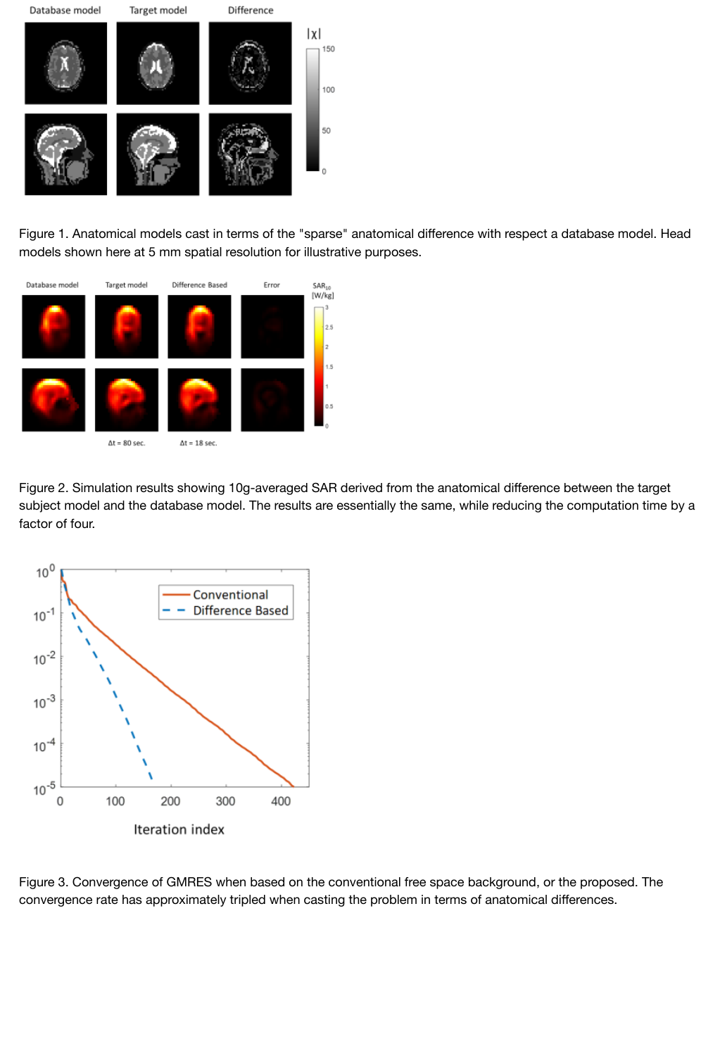Figure 1. Anatomical models cast in terms of the "sparse" anatomical difference with respect a database model. Head models shown here at 5 mm spatial resolution for illustrative purposes.

Figure 2. Simulation results showing 10g-averaged SAR derived from the anatomical difference between the target subject model and the database model. The results are essentially the same, while reducing the computation time by a factor of four.

Figure 3. Convergence of GMRES when based on the conventional free space background, or the proposed. The convergence rate has approximately tripled when casting the problem in terms of anatomical differences.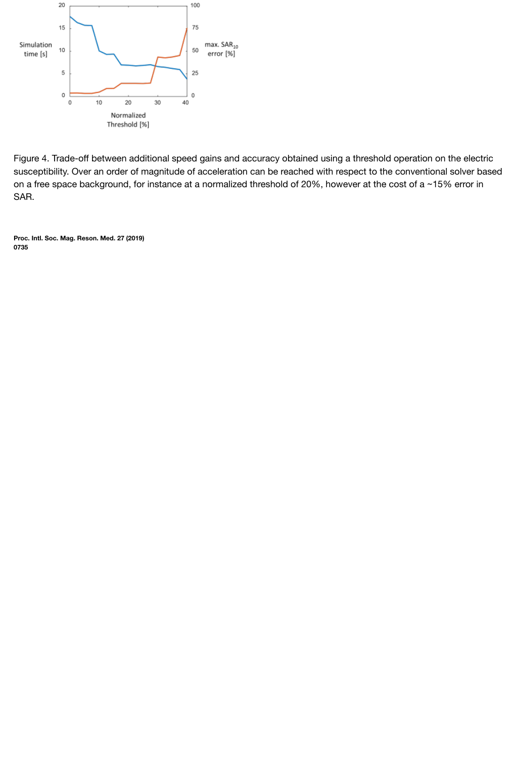20
15
10
5
0

Simulation time [s]

100
75
50
25
0

max. $SAR_{10}$ error [%]

0
10
20
30
40

Normalized Threshold [%]

Figure 4. Trade-off between additional speed gains and accuracy obtained using a threshold operation on the electric susceptibility. Over an order of magnitude of acceleration can be reached with respect to the conventional solver based on a free space background, for instance at a normalized threshold of 20%, however at the cost of a ~15% error in SAR.

**Proc. Intl. Soc. Mag. Reson. Med. 27 (2019)**
**0735**